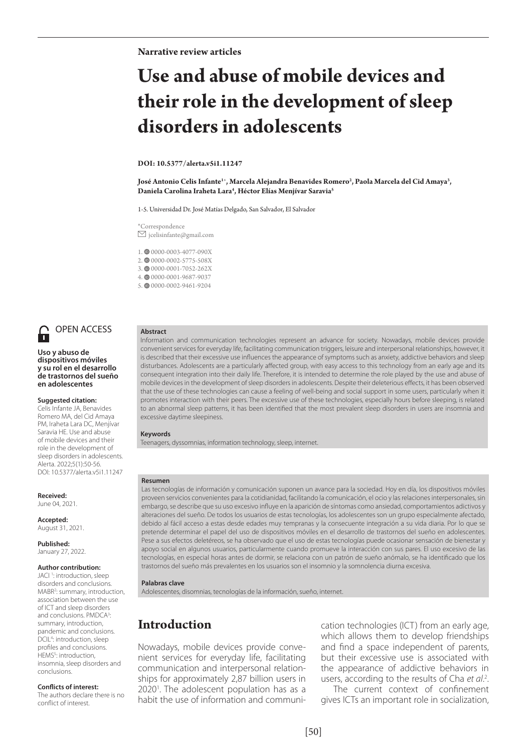Narrative review articles

# Use and abuse of mobile devices and their role in the development of sleep disorders in adolescents

**DOI: 10.5377/alerta.v5i1.11247**

**José Antonio Celis Infante[1*], Marcela Alejandra Benavides Romero[2], Paola Marcela del Cid Amaya[3], Daniela Carolina Iraheta Lara[4], Héctor Elías Menjívar Saravia[5]**

1-5. Universidad Dr. José Matías Delgado, San Salvador, El Salvador

*Correspondence
jcelisinfante@gmail.com

1. 0000-0003-4077-090X
2. 0000-0002-5775-508X
3. 0000-0001-7052-262X
4. 0000-0001-9687-9037
5. 0000-0002-9461-9204

OPEN ACCESS

**Uso y abuso de dispositivos móviles y su rol en el desarrollo de trastornos del sueño en adolescentes**

**Suggested citation:**
Celis Infante JA, Benavides Romero MA, del Cid Amaya PM, Iraheta Lara DC, Menjívar Saravia HE. Use and abuse of mobile devices and their role in the development of sleep disorders in adolescents. Alerta. 2022;5(1):50-56. DOI: 10.5377/alerta.v5i1.11247

**Received:**
June 04, 2021.

**Accepted:**
August 31, 2021.

**Published:**
January 27, 2022.

**Author contribution:**
JACI[1]: introduction, sleep disorders and conclusions. MABR[2]: summary, introduction, association between the use of ICT and sleep disorders and conclusions. PMDCA[3]: summary, introduction, pandemic and conclusions. DCIL[4]: introduction, sleep profiles and conclusions. HEMS[5]: introduction, insomnia, sleep disorders and conclusions.

**Conflicts of interest:**
The authors declare there is no conflict of interest.

**Abstract**

Information and communication technologies represent an advance for society. Nowadays, mobile devices provide convenient services for everyday life, facilitating communication triggers, leisure and interpersonal relationships, however, it is described that their excessive use influences the appearance of symptoms such as anxiety, addictive behaviors and sleep disturbances. Adolescents are a particularly affected group, with easy access to this technology from an early age and its consequent integration into their daily life. Therefore, it is intended to determine the role played by the use and abuse of mobile devices in the development of sleep disorders in adolescents. Despite their deleterious effects, it has been observed that the use of these technologies can cause a feeling of well-being and social support in some users, particularly when it promotes interaction with their peers. The excessive use of these technologies, especially hours before sleeping, is related to an abnormal sleep patterns, it has been identified that the most prevalent sleep disorders in users are insomnia and excessive daytime sleepiness.

**Keywords**

Teenagers, dyssomnias, information technology, sleep, internet.

**Resumen**

Las tecnologías de información y comunicación suponen un avance para la sociedad. Hoy en día, los dispositivos móviles proveen servicios convenientes para la cotidianidad, facilitando la comunicación, el ocio y las relaciones interpersonales, sin embargo, se describe que su uso excesivo influye en la aparición de síntomas como ansiedad, comportamientos adictivos y alteraciones del sueño. De todos los usuarios de estas tecnologías, los adolescentes son un grupo especialmente afectado, debido al fácil acceso a estas desde edades muy tempranas y la consecuente integración a su vida diaria. Por lo que se pretende determinar el papel del uso de dispositivos móviles en el desarrollo de trastornos del sueño en adolescentes. Pese a sus efectos deletéreos, se ha observado que el uso de estas tecnologías puede ocasionar sensación de bienestar y apoyo social en algunos usuarios, particularmente cuando promueve la interacción con sus pares. El uso excesivo de las tecnologías, en especial horas antes de dormir, se relaciona con un patrón de sueño anómalo, se ha identificado que los trastornos del sueño más prevalentes en los usuarios son el insomnio y la somnolencia diurna excesiva.

**Palabras clave**

Adolescentes, disomnias, tecnologías de la información, sueño, internet.

## Introduction

Nowadays, mobile devices provide convenient services for everyday life, facilitating communication and interpersonal relationships for approximately 2,87 billion users in 2020[1]. The adolescent population has as a habit the use of information and communication technologies (ICT) from an early age, which allows them to develop friendships and find a space independent of parents, but their excessive use is associated with the appearance of addictive behaviors in users, according to the results of Cha *et al*.[2].

The current context of confinement gives ICTs an important role in socialization,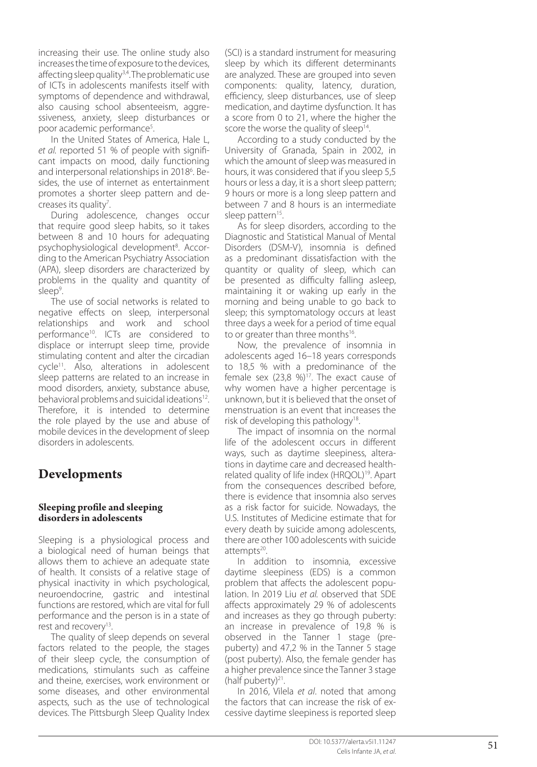increasing their use. The online study also increases the time of exposure to the devices, affecting sleep quality[3,4]. The problematic use of ICTs in adolescents manifests itself with symptoms of dependence and withdrawal, also causing school absenteeism, aggressiveness, anxiety, sleep disturbances or poor academic performance[5].

In the United States of America, Hale L, *et al.* reported 51 % of people with significant impacts on mood, daily functioning and interpersonal relationships in 2018[6]. Besides, the use of internet as entertainment promotes a shorter sleep pattern and decreases its quality[7].

During adolescence, changes occur that require good sleep habits, so it takes between 8 and 10 hours for adequating psychophysiological development[8]. According to the American Psychiatry Association (APA), sleep disorders are characterized by problems in the quality and quantity of sleep[9].

The use of social networks is related to negative effects on sleep, interpersonal relationships and work and school performance[10]. ICTs are considered to displace or interrupt sleep time, provide stimulating content and alter the circadian cycle[11]. Also, alterations in adolescent sleep patterns are related to an increase in mood disorders, anxiety, substance abuse, behavioral problems and suicidal ideations[12]. Therefore, it is intended to determine the role played by the use and abuse of mobile devices in the development of sleep disorders in adolescents.

# Developments

### Sleeping profile and sleeping disorders in adolescents

Sleeping is a physiological process and a biological need of human beings that allows them to achieve an adequate state of health. It consists of a relative stage of physical inactivity in which psychological, neuroendocrine, gastric and intestinal functions are restored, which are vital for full performance and the person is in a state of rest and recovery[13].

The quality of sleep depends on several factors related to the people, the stages of their sleep cycle, the consumption of medications, stimulants such as caffeine and theine, exercises, work environment or some diseases, and other environmental aspects, such as the use of technological devices. The Pittsburgh Sleep Quality Index (SCI) is a standard instrument for measuring sleep by which its different determinants are analyzed. These are grouped into seven components: quality, latency, duration, efficiency, sleep disturbances, use of sleep medication, and daytime dysfunction. It has a score from 0 to 21, where the higher the score the worse the quality of sleep[14].

According to a study conducted by the University of Granada, Spain in 2002, in which the amount of sleep was measured in hours, it was considered that if you sleep 5,5 hours or less a day, it is a short sleep pattern; 9 hours or more is a long sleep pattern and between 7 and 8 hours is an intermediate sleep pattern[15].

As for sleep disorders, according to the Diagnostic and Statistical Manual of Mental Disorders (DSM-V), insomnia is defined as a predominant dissatisfaction with the quantity or quality of sleep, which can be presented as difficulty falling asleep, maintaining it or waking up early in the morning and being unable to go back to sleep; this symptomatology occurs at least three days a week for a period of time equal to or greater than three months[16].

Now, the prevalence of insomnia in adolescents aged 16–18 years corresponds to 18,5 % with a predominance of the female sex (23,8 %)[17]. The exact cause of why women have a higher percentage is unknown, but it is believed that the onset of menstruation is an event that increases the risk of developing this pathology[18].

The impact of insomnia on the normal life of the adolescent occurs in different ways, such as daytime sleepiness, alterations in daytime care and decreased health-related quality of life index (HRQOL)[19]. Apart from the consequences described before, there is evidence that insomnia also serves as a risk factor for suicide. Nowadays, the U.S. Institutes of Medicine estimate that for every death by suicide among adolescents, there are other 100 adolescents with suicide attempts[20].

In addition to insomnia, excessive daytime sleepiness (EDS) is a common problem that affects the adolescent population. In 2019 Liu *et al.* observed that SDE affects approximately 29 % of adolescents and increases as they go through puberty: an increase in prevalence of 19,8 % is observed in the Tanner 1 stage (prepuberty) and 47,2 % in the Tanner 5 stage (post puberty). Also, the female gender has a higher prevalence since the Tanner 3 stage (half puberty)[21].

In 2016, Vilela *et al*. noted that among the factors that can increase the risk of excessive daytime sleepiness is reported sleep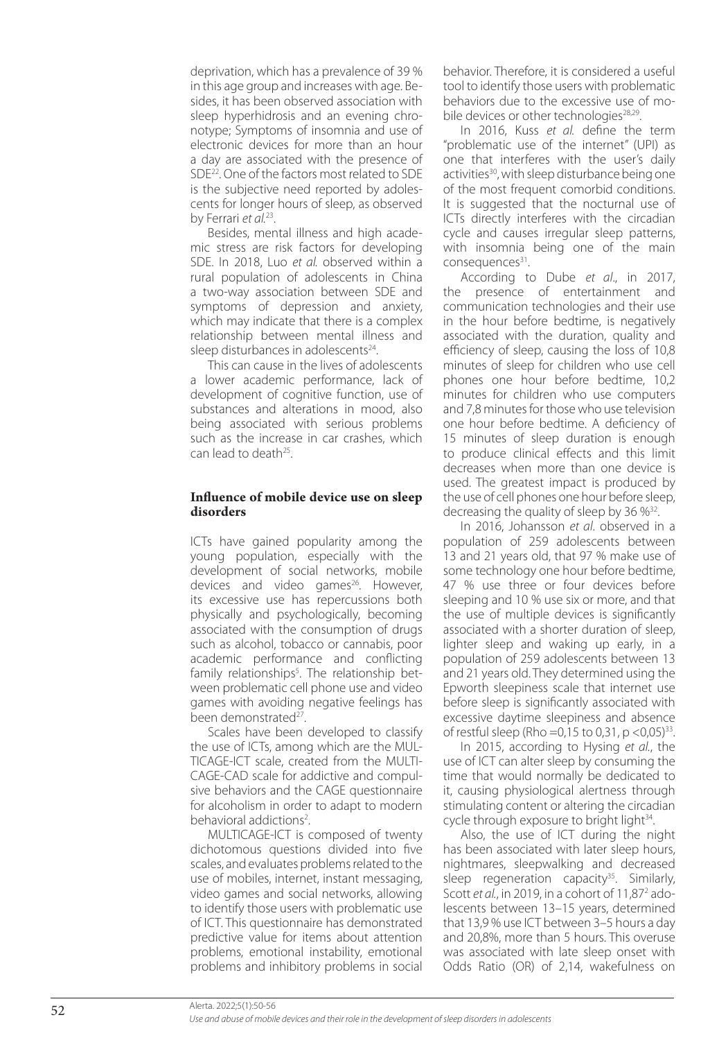deprivation, which has a prevalence of 39 % in this age group and increases with age. Besides, it has been observed association with sleep hyperhidrosis and an evening chronotype; Symptoms of insomnia and use of electronic devices for more than an hour a day are associated with the presence of SDE[22]. One of the factors most related to SDE is the subjective need reported by adolescents for longer hours of sleep, as observed by Ferrari *et al.*[23].

Besides, mental illness and high academic stress are risk factors for developing SDE. In 2018, Luo *et al.* observed within a rural population of adolescents in China a two-way association between SDE and symptoms of depression and anxiety, which may indicate that there is a complex relationship between mental illness and sleep disturbances in adolescents[24].

This can cause in the lives of adolescents a lower academic performance, lack of development of cognitive function, use of substances and alterations in mood, also being associated with serious problems such as the increase in car crashes, which can lead to death[25].

## Influence of mobile device use on sleep disorders

ICTs have gained popularity among the young population, especially with the development of social networks, mobile devices and video games[26]. However, its excessive use has repercussions both physically and psychologically, becoming associated with the consumption of drugs such as alcohol, tobacco or cannabis, poor academic performance and conflicting family relationships[5]. The relationship between problematic cell phone use and video games with avoiding negative feelings has been demonstrated[27].

Scales have been developed to classify the use of ICTs, among which are the MULTICAGE-ICT scale, created from the MULTI-CAGE-CAD scale for addictive and compulsive behaviors and the CAGE questionnaire for alcoholism in order to adapt to modern behavioral addictions[2].

MULTICAGE-ICT is composed of twenty dichotomous questions divided into five scales, and evaluates problems related to the use of mobiles, internet, instant messaging, video games and social networks, allowing to identify those users with problematic use of ICT. This questionnaire has demonstrated predictive value for items about attention problems, emotional instability, emotional problems and inhibitory problems in social behavior. Therefore, it is considered a useful tool to identify those users with problematic behaviors due to the excessive use of mobile devices or other technologies[28,29].

In 2016, Kuss *et al.* define the term "problematic use of the internet" (UPI) as one that interferes with the user's daily activities[30], with sleep disturbance being one of the most frequent comorbid conditions. It is suggested that the nocturnal use of ICTs directly interferes with the circadian cycle and causes irregular sleep patterns, with insomnia being one of the main consequences[31].

According to Dube *et al.*, in 2017, the presence of entertainment and communication technologies and their use in the hour before bedtime, is negatively associated with the duration, quality and efficiency of sleep, causing the loss of 10,8 minutes of sleep for children who use cell phones one hour before bedtime, 10,2 minutes for children who use computers and 7,8 minutes for those who use television one hour before bedtime. A deficiency of 15 minutes of sleep duration is enough to produce clinical effects and this limit decreases when more than one device is used. The greatest impact is produced by the use of cell phones one hour before sleep, decreasing the quality of sleep by 36 %[32].

In 2016, Johansson *et al.* observed in a population of 259 adolescents between 13 and 21 years old, that 97 % make use of some technology one hour before bedtime, 47 % use three or four devices before sleeping and 10 % use six or more, and that the use of multiple devices is significantly associated with a shorter duration of sleep, lighter sleep and waking up early, in a population of 259 adolescents between 13 and 21 years old. They determined using the Epworth sleepiness scale that internet use before sleep is significantly associated with excessive daytime sleepiness and absence of restful sleep (Rho =0,15 to 0,31, $p < 0,05$)[33].

In 2015, according to Hysing *et al.*, the use of ICT can alter sleep by consuming the time that would normally be dedicated to it, causing physiological alertness through stimulating content or altering the circadian cycle through exposure to bright light[34].

Also, the use of ICT during the night has been associated with later sleep hours, nightmares, sleepwalking and decreased sleep regeneration capacity[35]. Similarly, Scott *et al.*, in 2019, in a cohort of 11,87[2] adolescents between 13–15 years, determined that 13,9 % use ICT between 3–5 hours a day and 20,8%, more than 5 hours. This overuse was associated with late sleep onset with Odds Ratio (OR) of 2,14, wakefulness on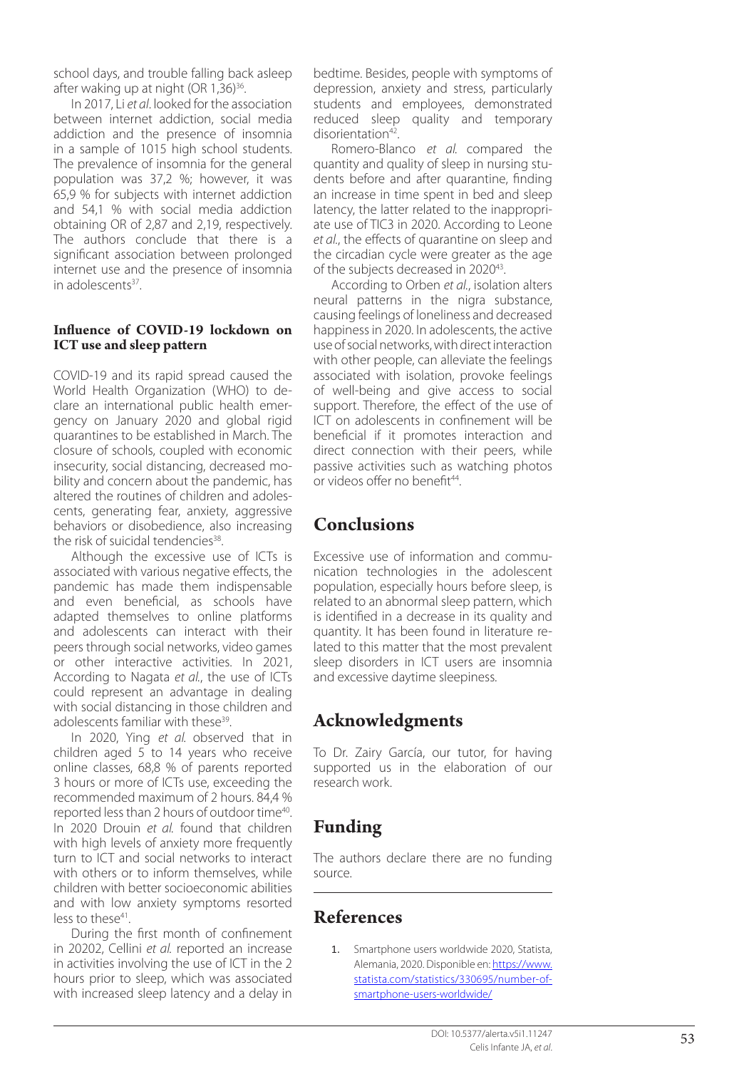school days, and trouble falling back asleep after waking up at night (OR 1,36)[36].

In 2017, Li *et al*. looked for the association between internet addiction, social media addiction and the presence of insomnia in a sample of 1015 high school students. The prevalence of insomnia for the general population was 37,2 %; however, it was 65,9 % for subjects with internet addiction and 54,1 % with social media addiction obtaining OR of 2,87 and 2,19, respectively. The authors conclude that there is a significant association between prolonged internet use and the presence of insomnia in adolescents[37].

### Influence of COVID-19 lockdown on ICT use and sleep pattern

COVID-19 and its rapid spread caused the World Health Organization (WHO) to declare an international public health emergency on January 2020 and global rigid quarantines to be established in March. The closure of schools, coupled with economic insecurity, social distancing, decreased mobility and concern about the pandemic, has altered the routines of children and adolescents, generating fear, anxiety, aggressive behaviors or disobedience, also increasing the risk of suicidal tendencies[38].

Although the excessive use of ICTs is associated with various negative effects, the pandemic has made them indispensable and even beneficial, as schools have adapted themselves to online platforms and adolescents can interact with their peers through social networks, video games or other interactive activities. In 2021, According to Nagata *et al*., the use of ICTs could represent an advantage in dealing with social distancing in those children and adolescents familiar with these[39].

In 2020, Ying *et al.* observed that in children aged 5 to 14 years who receive online classes, 68,8 % of parents reported 3 hours or more of ICTs use, exceeding the recommended maximum of 2 hours. 84,4 % reported less than 2 hours of outdoor time[40]. In 2020 Drouin *et al.* found that children with high levels of anxiety more frequently turn to ICT and social networks to interact with others or to inform themselves, while children with better socioeconomic abilities and with low anxiety symptoms resorted less to these[41].

During the first month of confinement in 20202, Cellini *et al.* reported an increase in activities involving the use of ICT in the 2 hours prior to sleep, which was associated with increased sleep latency and a delay in bedtime. Besides, people with symptoms of depression, anxiety and stress, particularly students and employees, demonstrated reduced sleep quality and temporary disorientation[42].

Romero-Blanco *et al.* compared the quantity and quality of sleep in nursing students before and after quarantine, finding an increase in time spent in bed and sleep latency, the latter related to the inappropriate use of TIC3 in 2020. According to Leone *et al*., the effects of quarantine on sleep and the circadian cycle were greater as the age of the subjects decreased in 2020[43].

According to Orben *et al*., isolation alters neural patterns in the nigra substance, causing feelings of loneliness and decreased happiness in 2020. In adolescents, the active use of social networks, with direct interaction with other people, can alleviate the feelings associated with isolation, provoke feelings of well-being and give access to social support. Therefore, the effect of the use of ICT on adolescents in confinement will be beneficial if it promotes interaction and direct connection with their peers, while passive activities such as watching photos or videos offer no benefit[44].

## Conclusions

Excessive use of information and communication technologies in the adolescent population, especially hours before sleep, is related to an abnormal sleep pattern, which is identified in a decrease in its quality and quantity. It has been found in literature related to this matter that the most prevalent sleep disorders in ICT users are insomnia and excessive daytime sleepiness.

## Acknowledgments

To Dr. Zairy García, our tutor, for having supported us in the elaboration of our research work.

## Funding

The authors declare there are no funding source.

## References

1. Smartphone users worldwide 2020, Statista, Alemania, 2020. Disponible en: https://www.statista.com/statistics/330695/number-of-smartphone-users-worldwide/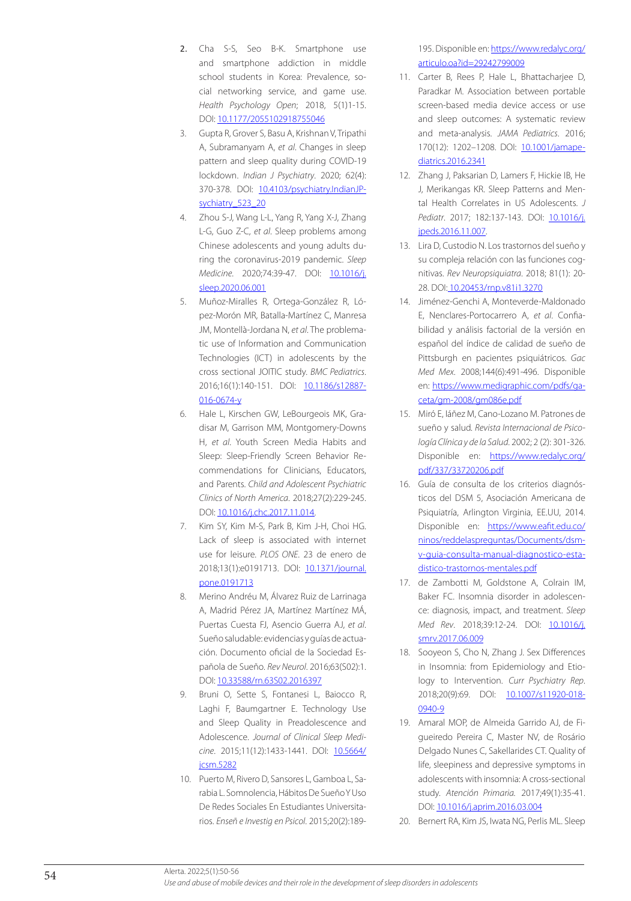2. Cha S-S, Seo B-K. Smartphone use and smartphone addiction in middle school students in Korea: Prevalence, social networking service, and game use. *Health Psychology Open*; 2018, 5(1)1-15. DOI: 10.1177/2055102918755046
3. Gupta R, Grover S, Basu A, Krishnan V, Tripathi A, Subramanyam A, *et al*. Changes in sleep pattern and sleep quality during COVID-19 lockdown. *Indian J Psychiatry*. 2020; 62(4): 370-378. DOI: 10.4103/psychiatry.IndianJPsychiatry_523_20
4. Zhou S-J, Wang L-L, Yang R, Yang X-J, Zhang L-G, Guo Z-C, *et al*. Sleep problems among Chinese adolescents and young adults during the coronavirus-2019 pandemic. *Sleep Medicine*. 2020;74:39-47. DOI: 10.1016/j.sleep.2020.06.001
5. Muñoz-Miralles R, Ortega-González R, López-Morón MR, Batalla-Martínez C, Manresa JM, Montellà-Jordana N, *et al*. The problematic use of Information and Communication Technologies (ICT) in adolescents by the cross sectional JOITIC study. *BMC Pediatrics*. 2016;16(1):140-151. DOI: 10.1186/s12887-016-0674-y
6. Hale L, Kirschen GW, LeBourgeois MK, Gradisar M, Garrison MM, Montgomery-Downs H, *et al*. Youth Screen Media Habits and Sleep: Sleep-Friendly Screen Behavior Recommendations for Clinicians, Educators, and Parents. *Child and Adolescent Psychiatric Clinics of North America*. 2018;27(2):229-245. DOI: 10.1016/j.chc.2017.11.014.
7. Kim SY, Kim M-S, Park B, Kim J-H, Choi HG. Lack of sleep is associated with internet use for leisure. *PLOS ONE*. 23 de enero de 2018;13(1):e0191713. DOI: 10.1371/journal.pone.0191713
8. Merino Andréu M, Álvarez Ruiz de Larrinaga A, Madrid Pérez JA, Martínez Martínez MÁ, Puertas Cuesta FJ, Asencio Guerra AJ, *et al*. Sueño saludable: evidencias y guías de actuación. Documento oficial de la Sociedad Española de Sueño. *Rev Neurol*. 2016;63(S02):1. DOI: 10.33588/rn.63S02.2016397
9. Bruni O, Sette S, Fontanesi L, Baiocco R, Laghi F, Baumgartner E. Technology Use and Sleep Quality in Preadolescence and Adolescence. *Journal of Clinical Sleep Medicine*. 2015;11(12):1433-1441. DOI: 10.5664/jcsm.5282
10. Puerto M, Rivero D, Sansores L, Gamboa L, Sarabia L. Somnolencia, Hábitos De Sueño Y Uso De Redes Sociales En Estudiantes Universitarios. *Enseñ e Investig en Psicol*. 2015;20(2):189-195. Disponible en: https://www.redalyc.org/articulo.oa?id=29242799009
11. Carter B, Rees P, Hale L, Bhattacharjee D, Paradkar M. Association between portable screen-based media device access or use and sleep outcomes: A systematic review and meta-analysis. *JAMA Pediatrics*. 2016; 170(12): 1202–1208. DOI: 10.1001/jamapediatrics.2016.2341
12. Zhang J, Paksarian D, Lamers F, Hickie IB, He J, Merikangas KR. Sleep Patterns and Mental Health Correlates in US Adolescents. *J Pediatr*. 2017; 182:137-143. DOI: 10.1016/j.jpeds.2016.11.007.
13. Lira D, Custodio N. Los trastornos del sueño y su compleja relación con las funciones cognitivas. *Rev Neuropsiquiatra*. 2018; 81(1): 20-28. DOI: 10.20453/rnp.v81i1.3270
14. Jiménez-Genchi A, Monteverde-Maldonado E, Nenclares-Portocarrero A, *et al*. Confiabilidad y análisis factorial de la versión en español del índice de calidad de sueño de Pittsburgh en pacientes psiquiátricos. *Gac Med Mex*. 2008;144(6):491-496. Disponible en: https://www.medigraphic.com/pdfs/gaceta/gm-2008/gm086e.pdf
15. Miró E, Iáñez M, Cano-Lozano M. Patrones de sueño y salud. *Revista Internacional de Psicología Clínica y de la Salud*. 2002; 2 (2): 301-326. Disponible en: https://www.redalyc.org/pdf/337/33720206.pdf
16. Guía de consulta de los criterios diagnósticos del DSM 5, Asociación Americana de Psiquiatría, Arlington Virginia, EE.UU, 2014. Disponible en: https://www.eafit.edu.co/ninos/reddelaspreguntas/Documents/dsm-v-guia-consulta-manual-diagnostico-estadistico-trastornos-mentales.pdf
17. de Zambotti M, Goldstone A, Colrain IM, Baker FC. Insomnia disorder in adolescence: diagnosis, impact, and treatment. *Sleep Med Rev*. 2018;39:12-24. DOI: 10.1016/j.smrv.2017.06.009
18. Sooyeon S, Cho N, Zhang J. Sex Differences in Insomnia: from Epidemiology and Etiology to Intervention. *Curr Psychiatry Rep*. 2018;20(9):69. DOI: 10.1007/s11920-018-0940-9
19. Amaral MOP, de Almeida Garrido AJ, de Figueiredo Pereira C, Master NV, de Rosário Delgado Nunes C, Sakellarides CT. Quality of life, sleepiness and depressive symptoms in adolescents with insomnia: A cross-sectional study. *Atención Primaria*. 2017;49(1):35-41. DOI: 10.1016/j.aprim.2016.03.004
20. Bernert RA, Kim JS, Iwata NG, Perlis ML. Sleep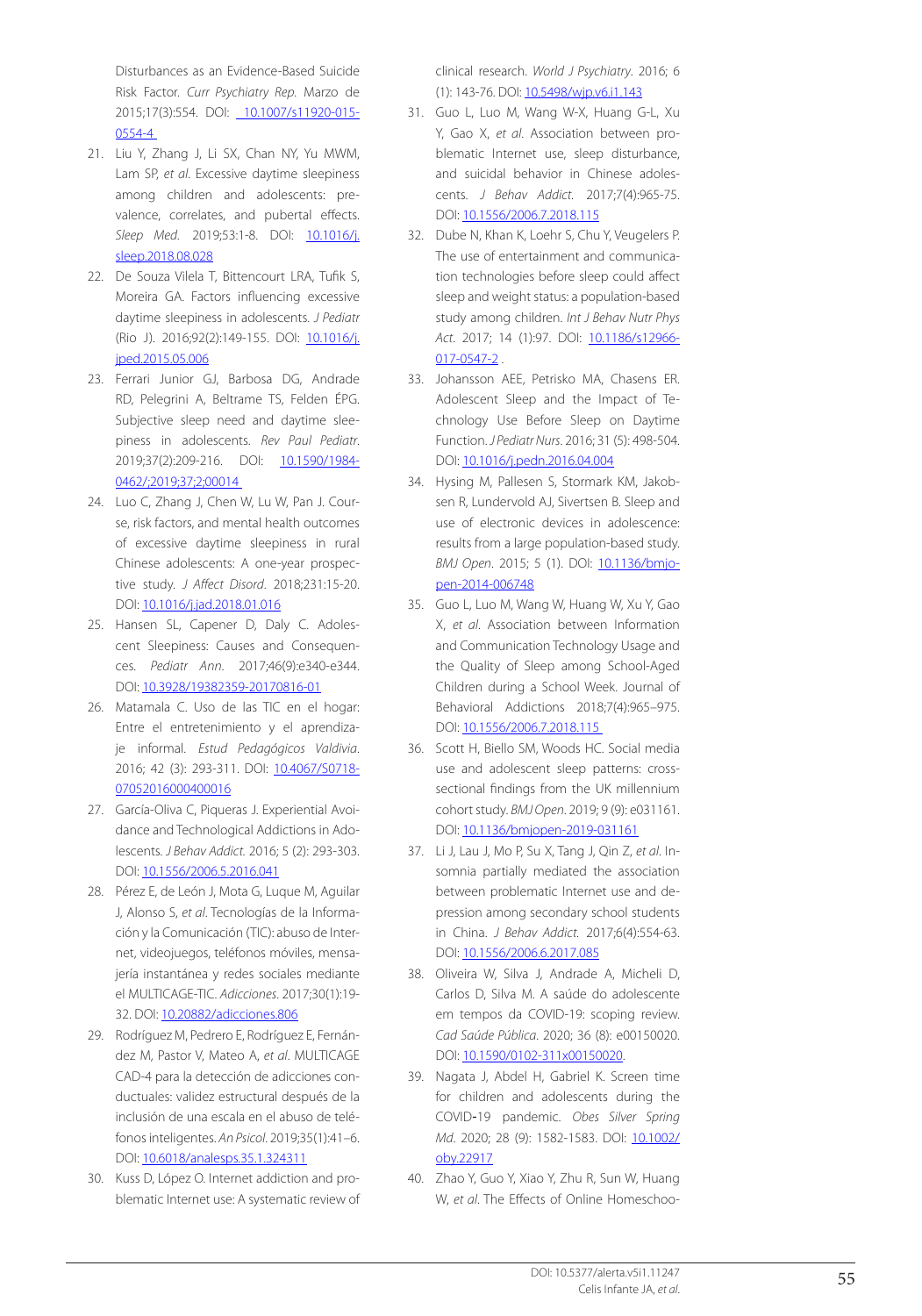Disturbances as an Evidence-Based Suicide Risk Factor. *Curr Psychiatry Rep.* Marzo de 2015;17(3):554. DOI: 10.1007/s11920-015-0554-4

21. Liu Y, Zhang J, Li SX, Chan NY, Yu MWM, Lam SP, *et al.* Excessive daytime sleepiness among children and adolescents: prevalence, correlates, and pubertal effects. *Sleep Med.* 2019;53:1-8. DOI: 10.1016/j.sleep.2018.08.028
22. De Souza Vilela T, Bittencourt LRA, Tufik S, Moreira GA. Factors influencing excessive daytime sleepiness in adolescents. *J Pediatr* (Rio J). 2016;92(2):149-155. DOI: 10.1016/j.jped.2015.05.006
23. Ferrari Junior GJ, Barbosa DG, Andrade RD, Pelegrini A, Beltrame TS, Felden ÉPG. Subjective sleep need and daytime sleepiness in adolescents. *Rev Paul Pediatr.* 2019;37(2):209-216. DOI: 10.1590/1984-0462/;2019;37;2;00014
24. Luo C, Zhang J, Chen W, Lu W, Pan J. Course, risk factors, and mental health outcomes of excessive daytime sleepiness in rural Chinese adolescents: A one-year prospective study. *J Affect Disord.* 2018;231:15-20. DOI: 10.1016/j.jad.2018.01.016
25. Hansen SL, Capener D, Daly C. Adolescent Sleepiness: Causes and Consequences. *Pediatr Ann.* 2017;46(9):e340-e344. DOI: 10.3928/19382359-20170816-01
26. Matamala C. Uso de las TIC en el hogar: Entre el entretenimiento y el aprendizaje informal. *Estud Pedagógicos Valdivia.* 2016; 42 (3): 293-311. DOI: 10.4067/S0718-07052016000400016
27. García-Oliva C, Piqueras J. Experiential Avoidance and Technological Addictions in Adolescents. *J Behav Addict.* 2016; 5 (2): 293-303. DOI: 10.1556/2006.5.2016.041
28. Pérez E, de León J, Mota G, Luque M, Aguilar J, Alonso S, *et al.* Tecnologías de la Información y la Comunicación (TIC): abuso de Internet, videojuegos, teléfonos móviles, mensajería instantánea y redes sociales mediante el MULTICAGE-TIC. *Adicciones.* 2017;30(1):19-32. DOI: 10.20882/adicciones.806
29. Rodríguez M, Pedrero E, Rodríguez E, Fernández M, Pastor V, Mateo A, *et al.* MULTICAGE CAD-4 para la detección de adicciones conductuales: validez estructural después de la inclusión de una escala en el abuso de teléfonos inteligentes. *An Psicol.* 2019;35(1):41–6. DOI: 10.6018/analesps.35.1.324311
30. Kuss D, López O. Internet addiction and problematic Internet use: A systematic review of clinical research. *World J Psychiatry.* 2016; 6 (1): 143-76. DOI: 10.5498/wjp.v6.i1.143
31. Guo L, Luo M, Wang W-X, Huang G-L, Xu Y, Gao X, *et al.* Association between problematic Internet use, sleep disturbance, and suicidal behavior in Chinese adolescents. *J Behav Addict.* 2017;7(4):965-75. DOI: 10.1556/2006.7.2018.115
32. Dube N, Khan K, Loehr S, Chu Y, Veugelers P. The use of entertainment and communication technologies before sleep could affect sleep and weight status: a population-based study among children. *Int J Behav Nutr Phys Act.* 2017; 14 (1):97. DOI: 10.1186/s12966-017-0547-2 .
33. Johansson AEE, Petrisko MA, Chasens ER. Adolescent Sleep and the Impact of Technology Use Before Sleep on Daytime Function. *J Pediatr Nurs.* 2016; 31 (5): 498-504. DOI: 10.1016/j.pedn.2016.04.004
34. Hysing M, Pallesen S, Stormark KM, Jakobsen R, Lundervold AJ, Sivertsen B. Sleep and use of electronic devices in adolescence: results from a large population-based study. *BMJ Open.* 2015; 5 (1). DOI: 10.1136/bmjopen-2014-006748
35. Guo L, Luo M, Wang W, Huang W, Xu Y, Gao X, *et al.* Association between Information and Communication Technology Usage and the Quality of Sleep among School-Aged Children during a School Week. Journal of Behavioral Addictions 2018;7(4):965–975. DOI: 10.1556/2006.7.2018.115
36. Scott H, Biello SM, Woods HC. Social media use and adolescent sleep patterns: cross-sectional findings from the UK millennium cohort study. *BMJ Open.* 2019; 9 (9): e031161. DOI: 10.1136/bmjopen-2019-031161
37. Li J, Lau J, Mo P, Su X, Tang J, Qin Z, *et al.* Insomnia partially mediated the association between problematic Internet use and depression among secondary school students in China. *J Behav Addict.* 2017;6(4):554-63. DOI: 10.1556/2006.6.2017.085
38. Oliveira W, Silva J, Andrade A, Micheli D, Carlos D, Silva M. A saúde do adolescente em tempos da COVID-19: scoping review. *Cad Saúde Pública.* 2020; 36 (8): e00150020. DOI: 10.1590/0102-311x00150020.
39. Nagata J, Abdel H, Gabriel K. Screen time for children and adolescents during the COVID-19 pandemic. *Obes Silver Spring Md.* 2020; 28 (9): 1582-1583. DOI: 10.1002/oby.22917
40. Zhao Y, Guo Y, Xiao Y, Zhu R, Sun W, Huang W, *et al.* The Effects of Online Homeschoo-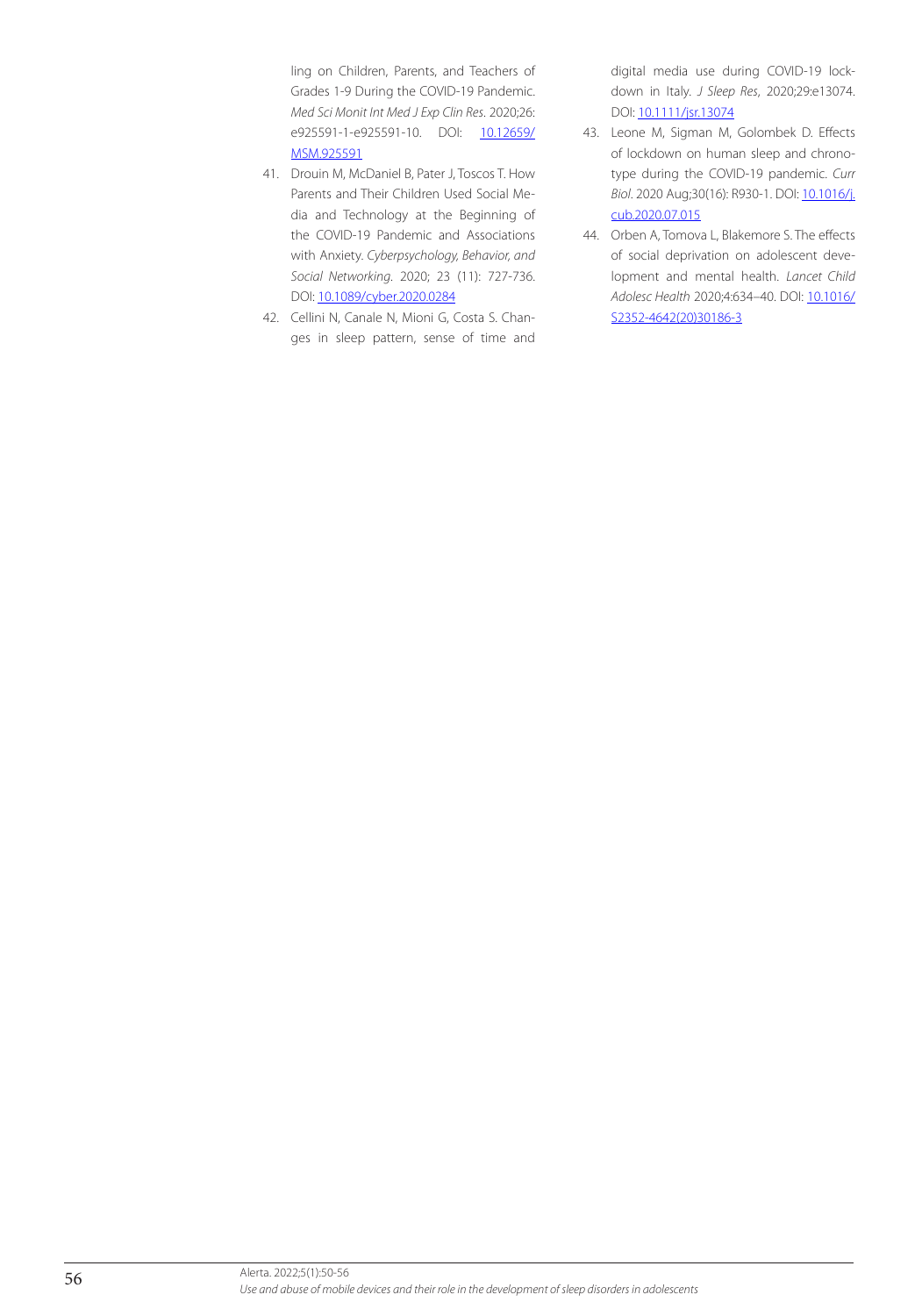ling on Children, Parents, and Teachers of Grades 1-9 During the COVID-19 Pandemic. *Med Sci Monit Int Med J Exp Clin Res*. 2020;26: e925591-1-e925591-10. DOI: [10.12659/MSM.925591](https://doi.org/10.12659/MSM.925591)

41. Drouin M, McDaniel B, Pater J, Toscos T. How Parents and Their Children Used Social Media and Technology at the Beginning of the COVID-19 Pandemic and Associations with Anxiety. *Cyberpsychology, Behavior, and Social Networking*. 2020; 23 (11): 727-736. DOI: [10.1089/cyber.2020.0284](https://doi.org/10.1089/cyber.2020.0284)
42. Cellini N, Canale N, Mioni G, Costa S. Changes in sleep pattern, sense of time and digital media use during COVID-19 lockdown in Italy. *J Sleep Res*, 2020;29:e13074. DOI: [10.1111/jsr.13074](https://doi.org/10.1111/jsr.13074)
43. Leone M, Sigman M, Golombek D. Effects of lockdown on human sleep and chronotype during the COVID-19 pandemic. *Curr Biol*. 2020 Aug;30(16): R930-1. DOI: [10.1016/j.cub.2020.07.015](https://doi.org/10.1016/j.cub.2020.07.015)
44. Orben A, Tomova L, Blakemore S. The effects of social deprivation on adolescent development and mental health. *Lancet Child Adolesc Health* 2020;4:634–40. DOI: [10.1016/S2352-4642(20)30186-3](https://doi.org/10.1016/S2352-4642(20)30186-3)